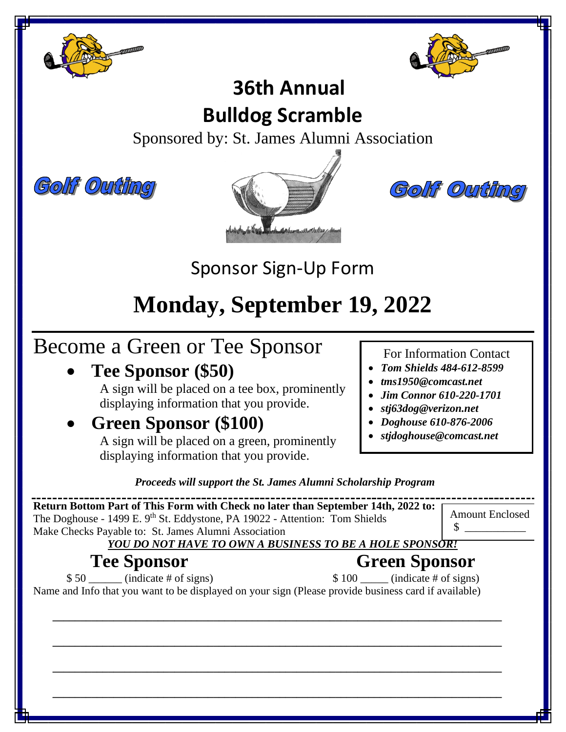# 36th Annual
# Bulldog Scramble

Sponsored by: St. James Alumni Association

Golf Outing

Golf Outing

## Sponsor Sign-Up Form

# Monday, September 19, 2022

## Become a Green or Tee Sponsor

- **Tee Sponsor ($50)**
  A sign will be placed on a tee box, prominently displaying information that you provide.
- **Green Sponsor ($100)**
  A sign will be placed on a green, prominently displaying information that you provide.

For Information Contact

- ***Tom Shields 484-612-8599***
- ***tms1950@comcast.net***
- ***Jim Connor 610-220-1701***
- ***stj63dog@verizon.net***
- ***Doghouse 610-876-2006***
- ***stjdoghouse@comcast.net***

***Proceeds will support the St. James Alumni Scholarship Program***

---

**Return Bottom Part of This Form with Check no later than September 14th, 2022 to:**
The Doghouse - 1499 E. 9th St. Eddystone, PA 19022 - Attention: Tom Shields
Make Checks Payable to: St. James Alumni Association

Amount Enclosed
$ ___________

***YOU DO NOT HAVE TO OWN A BUSINESS TO BE A HOLE SPONSOR!***

**Tee Sponsor**

$ 50 ______ (indicate # of signs)

**Green Sponsor**

$ 100 _____ (indicate # of signs)

Name and Info that you want to be displayed on your sign (Please provide business card if available)

______________________________________________________________________

______________________________________________________________________

______________________________________________________________________

______________________________________________________________________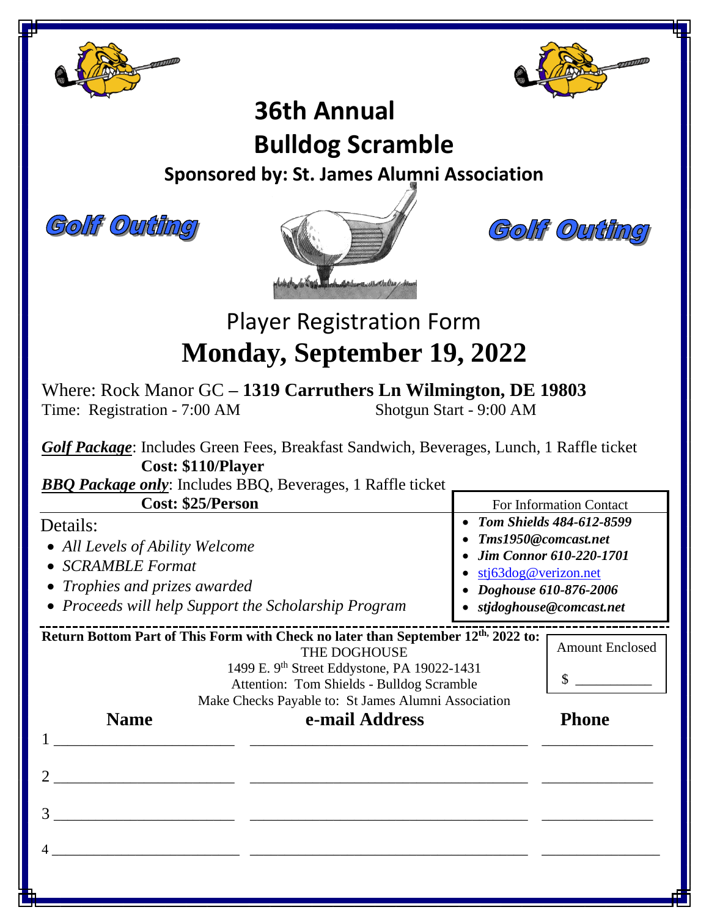# 36th Annual Bulldog Scramble

## Sponsored by: St. James Alumni Association

**Golf Outing** **Golf Outing**

## Player Registration Form

# Monday, September 19, 2022

Where: Rock Manor GC – **1319 Carruthers Ln Wilmington, DE 19803**
Time: Registration - 7:00 AM Shotgun Start - 9:00 AM

***Golf Package***: Includes Green Fees, Breakfast Sandwich, Beverages, Lunch, 1 Raffle ticket
**Cost: $110/Player**
***BBQ Package only***: Includes BBQ, Beverages, 1 Raffle ticket
**Cost: $25/Person**

Details:

- *All Levels of Ability Welcome*
- *SCRAMBLE Format*
- *Trophies and prizes awarded*
- *Proceeds will help Support the Scholarship Program*

For Information Contact

- ***Tom Shields 484-612-8599***
- ***Tms1950@comcast.net***
- ***Jim Connor 610-220-1701***
- stj63dog@verizon.net
- ***Doghouse 610-876-2006***
- ***stjdoghouse@comcast.net***

---

**Return Bottom Part of This Form with Check no later than September 12th, 2022 to:**
THE DOGHOUSE
1499 E. 9th Street Eddystone, PA 19022-1431
Attention: Tom Shields - Bulldog Scramble
Make Checks Payable to: St James Alumni Association

Amount Enclosed
$ __________

| | Name | e-mail Address | Phone |
|---|---|---|---|
| 1 | ______________________ | __________________________________ | ______________ |
| 2 | ______________________ | __________________________________ | ______________ |
| 3 | ______________________ | __________________________________ | ______________ |
| 4 | ______________________ | __________________________________ | ______________ |